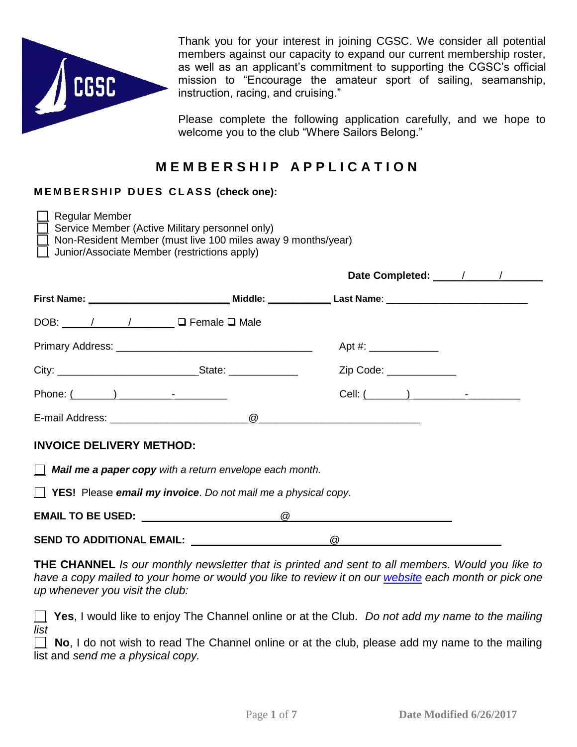Thank you for your interest in joining CGSC. We consider all potential members against our capacity to expand our current membership roster, as well as an applicant's commitment to supporting the CGSC's official mission to "Encourage the amateur sport of sailing, seamanship, instruction, racing, and cruising."

Please complete the following application carefully, and we hope to welcome you to the club "Where Sailors Belong."

# MEMBERSHIP APPLICATION

**MEMBERSHIP DUES CLASS (check one):**

☐ Regular Member
☐ Service Member (Active Military personnel only)
☐ Non-Resident Member (must live 100 miles away 9 months/year)
☐ Junior/Associate Member (restrictions apply)

**Date Completed:** _____/______/_______

**First Name:** __________________________ **Middle:** ___________ **Last Name**: __________________________

DOB: _____/______/________ ☐ Female ☐ Male

Primary Address: ___________________________________ Apt #: ____________

City: ________________________ State: ____________ Zip Code: ____________

Phone: (_______) _________-_________ Cell: (_______) _________-_________

E-mail Address: _______________________@___________________________

## INVOICE DELIVERY METHOD:

☐ ***Mail me a paper copy*** *with a return envelope each month.*

☐ **YES!** Please ***email my invoice***. *Do not mail me a physical copy*.

**EMAIL TO BE USED:** _______________________@___________________________

**SEND TO ADDITIONAL EMAIL:** _______________________@___________________________

**THE CHANNEL** *Is our monthly newsletter that is printed and sent to all members. Would you like to have a copy mailed to your home or would you like to review it on our website each month or pick one up whenever you visit the club:*

☐ **Yes**, I would like to enjoy The Channel online or at the Club. *Do not add my name to the mailing list*

☐ **No**, I do not wish to read The Channel online or at the club, please add my name to the mailing list and *send me a physical copy.*

Date Modified 6/26/2017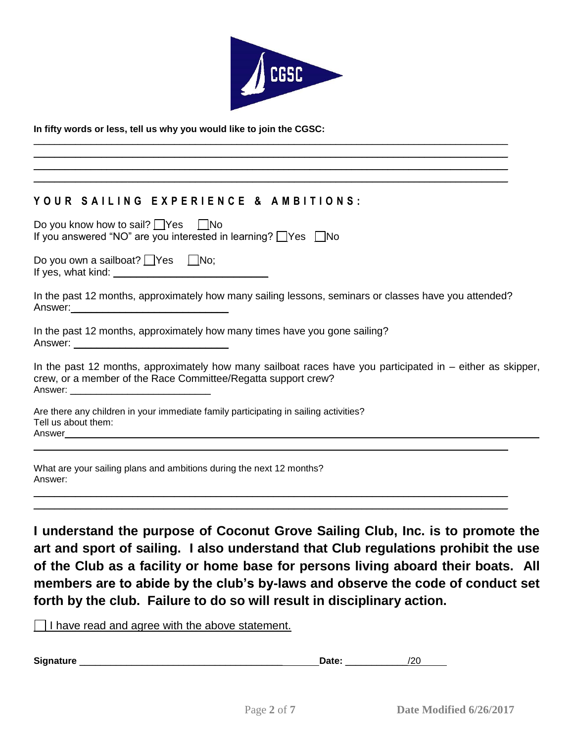CGSC

**In fifty words or less, tell us why you would like to join the CGSC:**

\_\_\_\_\_\_\_\_\_\_\_\_\_\_\_\_\_\_\_\_\_\_\_\_\_\_\_\_\_\_\_\_\_\_\_\_\_\_\_\_\_\_\_\_\_\_\_\_\_\_\_\_\_\_\_\_\_\_\_\_\_\_\_\_\_\_\_\_\_\_\_\_

\_\_\_\_\_\_\_\_\_\_\_\_\_\_\_\_\_\_\_\_\_\_\_\_\_\_\_\_\_\_\_\_\_\_\_\_\_\_\_\_\_\_\_\_\_\_\_\_\_\_\_\_\_\_\_\_\_\_\_\_\_\_\_\_\_\_\_\_\_\_\_\_

\_\_\_\_\_\_\_\_\_\_\_\_\_\_\_\_\_\_\_\_\_\_\_\_\_\_\_\_\_\_\_\_\_\_\_\_\_\_\_\_\_\_\_\_\_\_\_\_\_\_\_\_\_\_\_\_\_\_\_\_\_\_\_\_\_\_\_\_\_\_\_\_

\_\_\_\_\_\_\_\_\_\_\_\_\_\_\_\_\_\_\_\_\_\_\_\_\_\_\_\_\_\_\_\_\_\_\_\_\_\_\_\_\_\_\_\_\_\_\_\_\_\_\_\_\_\_\_\_\_\_\_\_\_\_\_\_\_\_\_\_\_\_\_\_

## YOUR SAILING EXPERIENCE & AMBITIONS:

Do you know how to sail? ☐ Yes ☐ No
If you answered "NO" are you interested in learning? ☐ Yes ☐ No

Do you own a sailboat? ☐ Yes ☐ No;
If yes, what kind: \_\_\_\_\_\_\_\_\_\_\_\_\_\_\_\_\_\_\_\_\_\_\_\_\_\_

In the past 12 months, approximately how many sailing lessons, seminars or classes have you attended?
Answer: \_\_\_\_\_\_\_\_\_\_\_\_\_\_\_\_\_\_\_\_\_\_\_\_\_\_

In the past 12 months, approximately how many times have you gone sailing?
Answer: \_\_\_\_\_\_\_\_\_\_\_\_\_\_\_\_\_\_\_\_\_\_\_\_\_\_

In the past 12 months, approximately how many sailboat races have you participated in – either as skipper, crew, or a member of the Race Committee/Regatta support crew?
Answer: \_\_\_\_\_\_\_\_\_\_\_\_\_\_\_\_\_\_\_\_\_\_\_\_\_\_

Are there any children in your immediate family participating in sailing activities?
Tell us about them:
Answer\_\_\_\_\_\_\_\_\_\_\_\_\_\_\_\_\_\_\_\_\_\_\_\_\_\_\_\_\_\_\_\_\_\_\_\_\_\_\_\_\_\_\_\_\_\_\_\_\_\_\_\_\_\_\_\_\_\_\_\_\_\_\_\_\_\_

\_\_\_\_\_\_\_\_\_\_\_\_\_\_\_\_\_\_\_\_\_\_\_\_\_\_\_\_\_\_\_\_\_\_\_\_\_\_\_\_\_\_\_\_\_\_\_\_\_\_\_\_\_\_\_\_\_\_\_\_\_\_\_\_\_\_\_\_\_\_\_\_

What are your sailing plans and ambitions during the next 12 months?
Answer:

\_\_\_\_\_\_\_\_\_\_\_\_\_\_\_\_\_\_\_\_\_\_\_\_\_\_\_\_\_\_\_\_\_\_\_\_\_\_\_\_\_\_\_\_\_\_\_\_\_\_\_\_\_\_\_\_\_\_\_\_\_\_\_\_\_\_\_\_\_\_\_\_

\_\_\_\_\_\_\_\_\_\_\_\_\_\_\_\_\_\_\_\_\_\_\_\_\_\_\_\_\_\_\_\_\_\_\_\_\_\_\_\_\_\_\_\_\_\_\_\_\_\_\_\_\_\_\_\_\_\_\_\_\_\_\_\_\_\_\_\_\_\_\_\_

**I understand the purpose of Coconut Grove Sailing Club, Inc. is to promote the art and sport of sailing. I also understand that Club regulations prohibit the use of the Club as a facility or home base for persons living aboard their boats. All members are to abide by the club's by-laws and observe the code of conduct set forth by the club. Failure to do so will result in disciplinary action.**

☐ I have read and agree with the above statement.

**Signature** \_\_\_\_\_\_\_\_\_\_\_\_\_\_\_\_\_\_\_\_\_\_\_\_\_\_\_\_\_\_\_\_\_\_\_\_\_\_\_\_ **Date:** \_\_\_\_\_\_\_\_\_\_\_\_/20\_\_\_\_\_

Date Modified 6/26/2017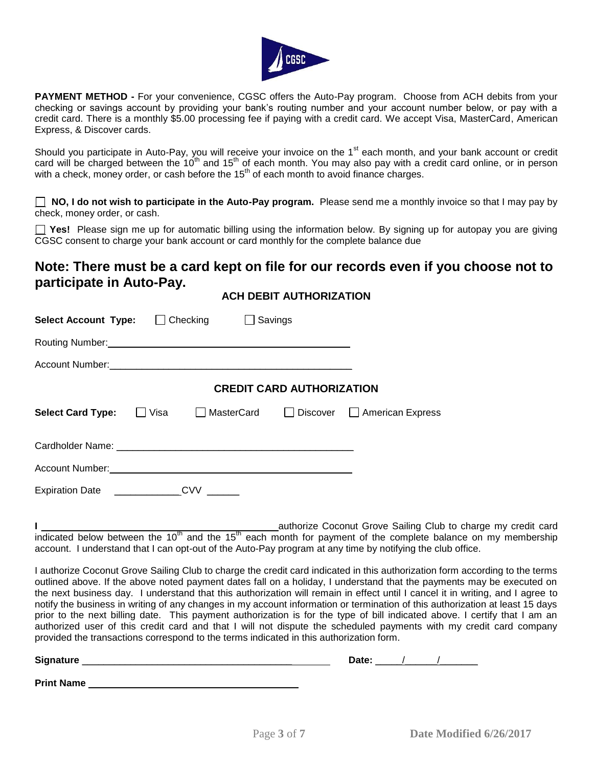**PAYMENT METHOD -** For your convenience, CGSC offers the Auto-Pay program. Choose from ACH debits from your checking or savings account by providing your bank's routing number and your account number below, or pay with a credit card. There is a monthly $5.00 processing fee if paying with a credit card. We accept Visa, MasterCard, American Express, & Discover cards.

Should you participate in Auto-Pay, you will receive your invoice on the 1st each month, and your bank account or credit card will be charged between the 10th and 15th of each month. You may also pay with a credit card online, or in person with a check, money order, or cash before the 15th of each month to avoid finance charges.

☐ **NO, I do not wish to participate in the Auto-Pay program.** Please send me a monthly invoice so that I may pay by check, money order, or cash.

☐ **Yes!** Please sign me up for automatic billing using the information below. By signing up for autopay you are giving CGSC consent to charge your bank account or card monthly for the complete balance due

## Note: There must be a card kept on file for our records even if you choose not to participate in Auto-Pay.

### ACH DEBIT AUTHORIZATION

**Select Account Type:** ☐ Checking ☐ Savings

Routing Number: ____________________________________________

Account Number: ____________________________________________

### CREDIT CARD AUTHORIZATION

**Select Card Type:** ☐ Visa ☐ MasterCard ☐ Discover ☐ American Express

Cardholder Name: ____________________________________________

Account Number: ____________________________________________

Expiration Date ____________ CVV ______

I ____________________________________________ authorize Coconut Grove Sailing Club to charge my credit card indicated below between the 10th and the 15th each month for payment of the complete balance on my membership account. I understand that I can opt-out of the Auto-Pay program at any time by notifying the club office.

I authorize Coconut Grove Sailing Club to charge the credit card indicated in this authorization form according to the terms outlined above. If the above noted payment dates fall on a holiday, I understand that the payments may be executed on the next business day. I understand that this authorization will remain in effect until I cancel it in writing, and I agree to notify the business in writing of any changes in my account information or termination of this authorization at least 15 days prior to the next billing date. This payment authorization is for the type of bill indicated above. I certify that I am an authorized user of this credit card and that I will not dispute the scheduled payments with my credit card company provided the transactions correspond to the terms indicated in this authorization form.

**Signature** ____________________________________________ **Date:** _____/_____/_______

**Print Name** ____________________________________________

Date Modified 6/26/2017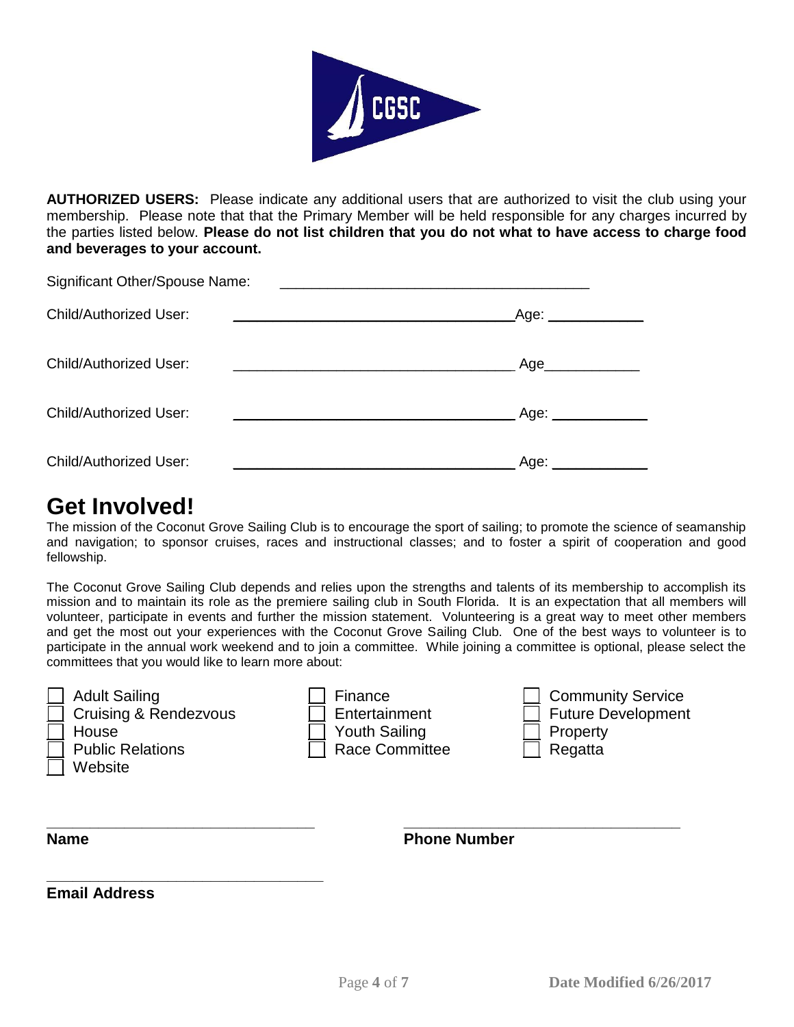**AUTHORIZED USERS:** Please indicate any additional users that are authorized to visit the club using your membership. Please note that that the Primary Member will be held responsible for any charges incurred by the parties listed below. **Please do not list children that you do not what to have access to charge food and beverages to your account.**

Significant Other/Spouse Name: ________________________________________

Child/Authorized User: ____________________________________ Age: ____________

Child/Authorized User: ____________________________________ Age____________

Child/Authorized User: ____________________________________ Age: ____________

Child/Authorized User: ____________________________________ Age: ____________

# Get Involved!

The mission of the Coconut Grove Sailing Club is to encourage the sport of sailing; to promote the science of seamanship and navigation; to sponsor cruises, races and instructional classes; and to foster a spirit of cooperation and good fellowship.

The Coconut Grove Sailing Club depends and relies upon the strengths and talents of its membership to accomplish its mission and to maintain its role as the premiere sailing club in South Florida. It is an expectation that all members will volunteer, participate in events and further the mission statement. Volunteering is a great way to meet other members and get the most out your experiences with the Coconut Grove Sailing Club. One of the best ways to volunteer is to participate in the annual work weekend and to join a committee. While joining a committee is optional, please select the committees that you would like to learn more about:

- ☐ Adult Sailing
- ☐ Cruising & Rendezvous
- ☐ House
- ☐ Public Relations
- ☐ Website
- ☐ Finance
- ☐ Entertainment
- ☐ Youth Sailing
- ☐ Race Committee
- ☐ Community Service
- ☐ Future Development
- ☐ Property
- ☐ Regatta

________________________________ 

**Name**

________________________________

**Phone Number**

________________________________

**Email Address**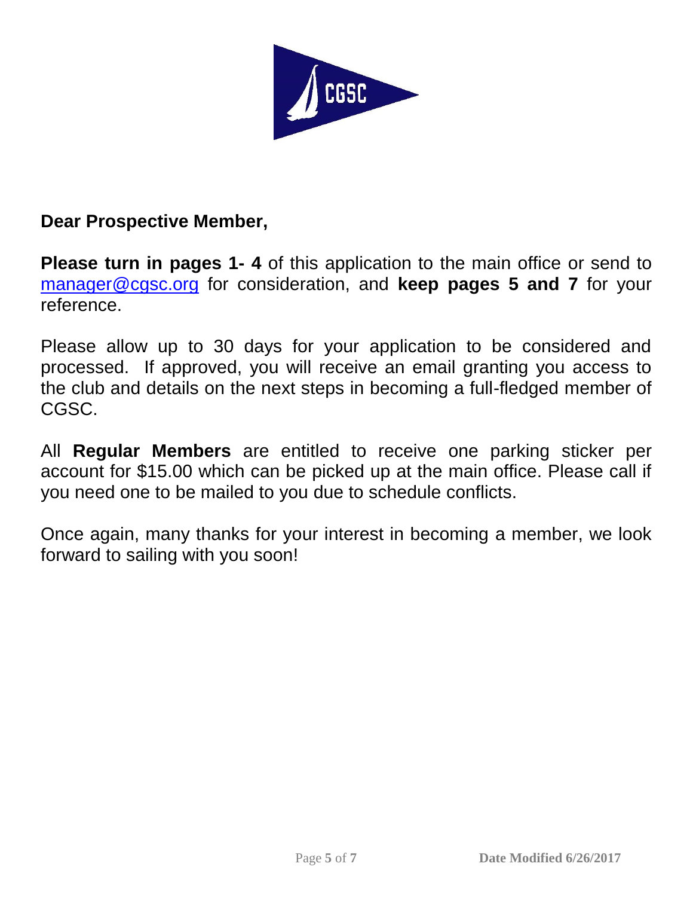**Dear Prospective Member,**

**Please turn in pages 1- 4** of this application to the main office or send to manager@cgsc.org for consideration, and **keep pages 5 and 7** for your reference.

Please allow up to 30 days for your application to be considered and processed. If approved, you will receive an email granting you access to the club and details on the next steps in becoming a full-fledged member of CGSC.

All **Regular Members** are entitled to receive one parking sticker per account for $15.00 which can be picked up at the main office. Please call if you need one to be mailed to you due to schedule conflicts.

Once again, many thanks for your interest in becoming a member, we look forward to sailing with you soon!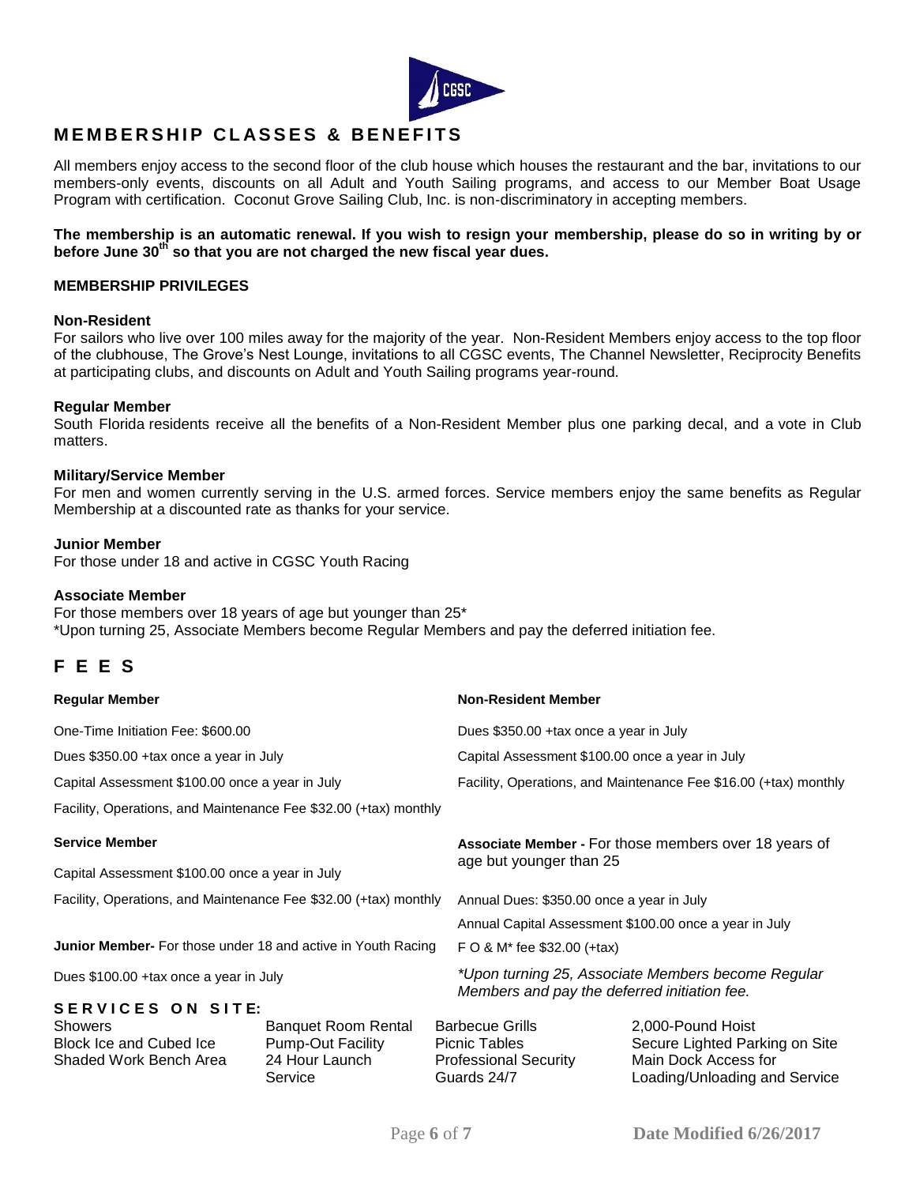## MEMBERSHIP CLASSES & BENEFITS

All members enjoy access to the second floor of the club house which houses the restaurant and the bar, invitations to our members-only events, discounts on all Adult and Youth Sailing programs, and access to our Member Boat Usage Program with certification. Coconut Grove Sailing Club, Inc. is non-discriminatory in accepting members.

**The membership is an automatic renewal. If you wish to resign your membership, please do so in writing by or before June 30th so that you are not charged the new fiscal year dues.**

**MEMBERSHIP PRIVILEGES**

**Non-Resident**
For sailors who live over 100 miles away for the majority of the year. Non-Resident Members enjoy access to the top floor of the clubhouse, The Grove's Nest Lounge, invitations to all CGSC events, The Channel Newsletter, Reciprocity Benefits at participating clubs, and discounts on Adult and Youth Sailing programs year-round.

**Regular Member**
South Florida residents receive all the benefits of a Non-Resident Member plus one parking decal, and a vote in Club matters.

**Military/Service Member**
For men and women currently serving in the U.S. armed forces. Service members enjoy the same benefits as Regular Membership at a discounted rate as thanks for your service.

**Junior Member**
For those under 18 and active in CGSC Youth Racing

**Associate Member**
For those members over 18 years of age but younger than 25*
*Upon turning 25, Associate Members become Regular Members and pay the deferred initiation fee.

## FEES

**Regular Member**

One-Time Initiation Fee: $600.00

Dues $350.00 +tax once a year in July

Capital Assessment $100.00 once a year in July

Facility, Operations, and Maintenance Fee $32.00 (+tax) monthly

**Service Member**

Capital Assessment $100.00 once a year in July

Facility, Operations, and Maintenance Fee $32.00 (+tax) monthly

**Junior Member-** For those under 18 and active in Youth Racing

Dues $100.00 +tax once a year in July

**Non-Resident Member**

Dues $350.00 +tax once a year in July

Capital Assessment $100.00 once a year in July

Facility, Operations, and Maintenance Fee $16.00 (+tax) monthly

**Associate Member -** For those members over 18 years of age but younger than 25

Annual Dues: $350.00 once a year in July

Annual Capital Assessment $100.00 once a year in July

F O & M* fee $32.00 (+tax)

*\*Upon turning 25, Associate Members become Regular Members and pay the deferred initiation fee.*

## SERVICES ON SITE:

- Showers
- Block Ice and Cubed Ice
- Shaded Work Bench Area
- Banquet Room Rental
- Pump-Out Facility
- 24 Hour Launch Service
- Barbecue Grills
- Picnic Tables
- Professional Security Guards 24/7
- 2,000-Pound Hoist
- Secure Lighted Parking on Site
- Main Dock Access for Loading/Unloading and Service

Date Modified 6/26/2017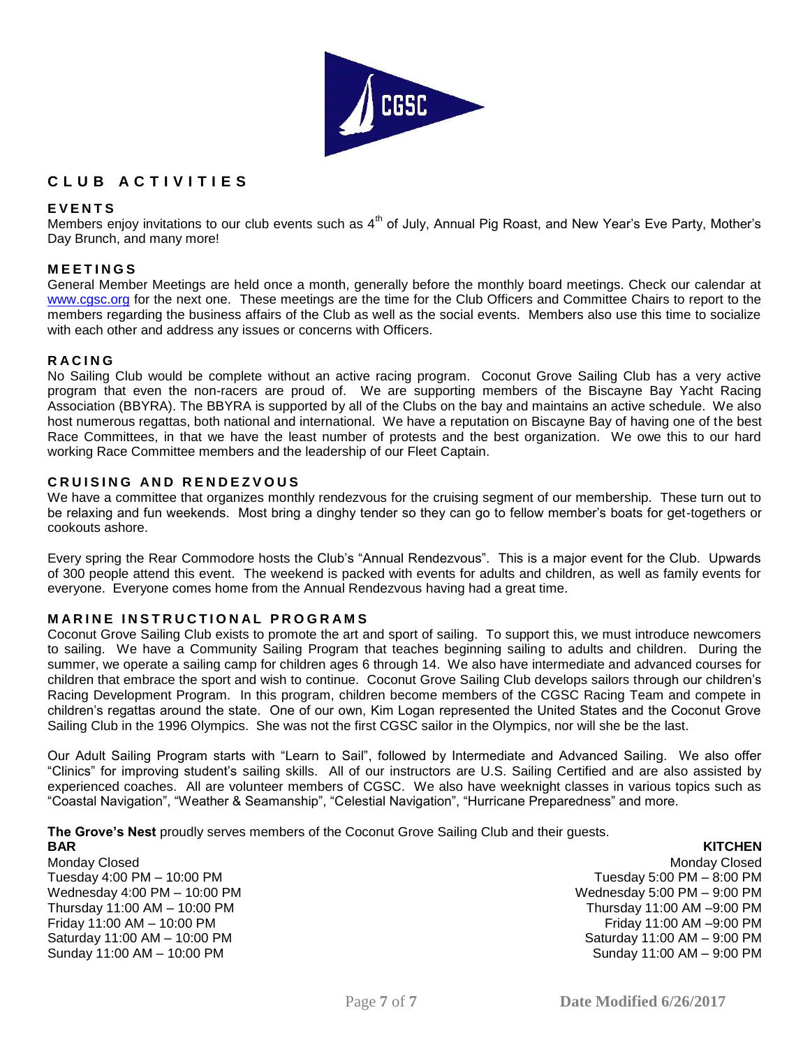# CLUB ACTIVITIES

## EVENTS

Members enjoy invitations to our club events such as 4th of July, Annual Pig Roast, and New Year's Eve Party, Mother's Day Brunch, and many more!

## MEETINGS

General Member Meetings are held once a month, generally before the monthly board meetings. Check our calendar at www.cgsc.org for the next one. These meetings are the time for the Club Officers and Committee Chairs to report to the members regarding the business affairs of the Club as well as the social events. Members also use this time to socialize with each other and address any issues or concerns with Officers.

## RACING

No Sailing Club would be complete without an active racing program. Coconut Grove Sailing Club has a very active program that even the non-racers are proud of. We are supporting members of the Biscayne Bay Yacht Racing Association (BBYRA). The BBYRA is supported by all of the Clubs on the bay and maintains an active schedule. We also host numerous regattas, both national and international. We have a reputation on Biscayne Bay of having one of the best Race Committees, in that we have the least number of protests and the best organization. We owe this to our hard working Race Committee members and the leadership of our Fleet Captain.

## CRUISING AND RENDEZVOUS

We have a committee that organizes monthly rendezvous for the cruising segment of our membership. These turn out to be relaxing and fun weekends. Most bring a dinghy tender so they can go to fellow member's boats for get-togethers or cookouts ashore.

Every spring the Rear Commodore hosts the Club's "Annual Rendezvous". This is a major event for the Club. Upwards of 300 people attend this event. The weekend is packed with events for adults and children, as well as family events for everyone. Everyone comes home from the Annual Rendezvous having had a great time.

## MARINE INSTRUCTIONAL PROGRAMS

Coconut Grove Sailing Club exists to promote the art and sport of sailing. To support this, we must introduce newcomers to sailing. We have a Community Sailing Program that teaches beginning sailing to adults and children. During the summer, we operate a sailing camp for children ages 6 through 14. We also have intermediate and advanced courses for children that embrace the sport and wish to continue. Coconut Grove Sailing Club develops sailors through our children's Racing Development Program. In this program, children become members of the CGSC Racing Team and compete in children's regattas around the state. One of our own, Kim Logan represented the United States and the Coconut Grove Sailing Club in the 1996 Olympics. She was not the first CGSC sailor in the Olympics, nor will she be the last.

Our Adult Sailing Program starts with "Learn to Sail", followed by Intermediate and Advanced Sailing. We also offer "Clinics" for improving student's sailing skills. All of our instructors are U.S. Sailing Certified and are also assisted by experienced coaches. All are volunteer members of CGSC. We also have weeknight classes in various topics such as "Coastal Navigation", "Weather & Seamanship", "Celestial Navigation", "Hurricane Preparedness" and more.

**The Grove's Nest** proudly serves members of the Coconut Grove Sailing Club and their guests.

| BAR | KITCHEN |
|---|---|
| Monday Closed | Monday Closed |
| Tuesday 4:00 PM – 10:00 PM | Tuesday 5:00 PM – 8:00 PM |
| Wednesday 4:00 PM – 10:00 PM | Wednesday 5:00 PM – 9:00 PM |
| Thursday 11:00 AM – 10:00 PM | Thursday 11:00 AM –9:00 PM |
| Friday 11:00 AM – 10:00 PM | Friday 11:00 AM –9:00 PM |
| Saturday 11:00 AM – 10:00 PM | Saturday 11:00 AM – 9:00 PM |
| Sunday 11:00 AM – 10:00 PM | Sunday 11:00 AM – 9:00 PM |

Date Modified 6/26/2017